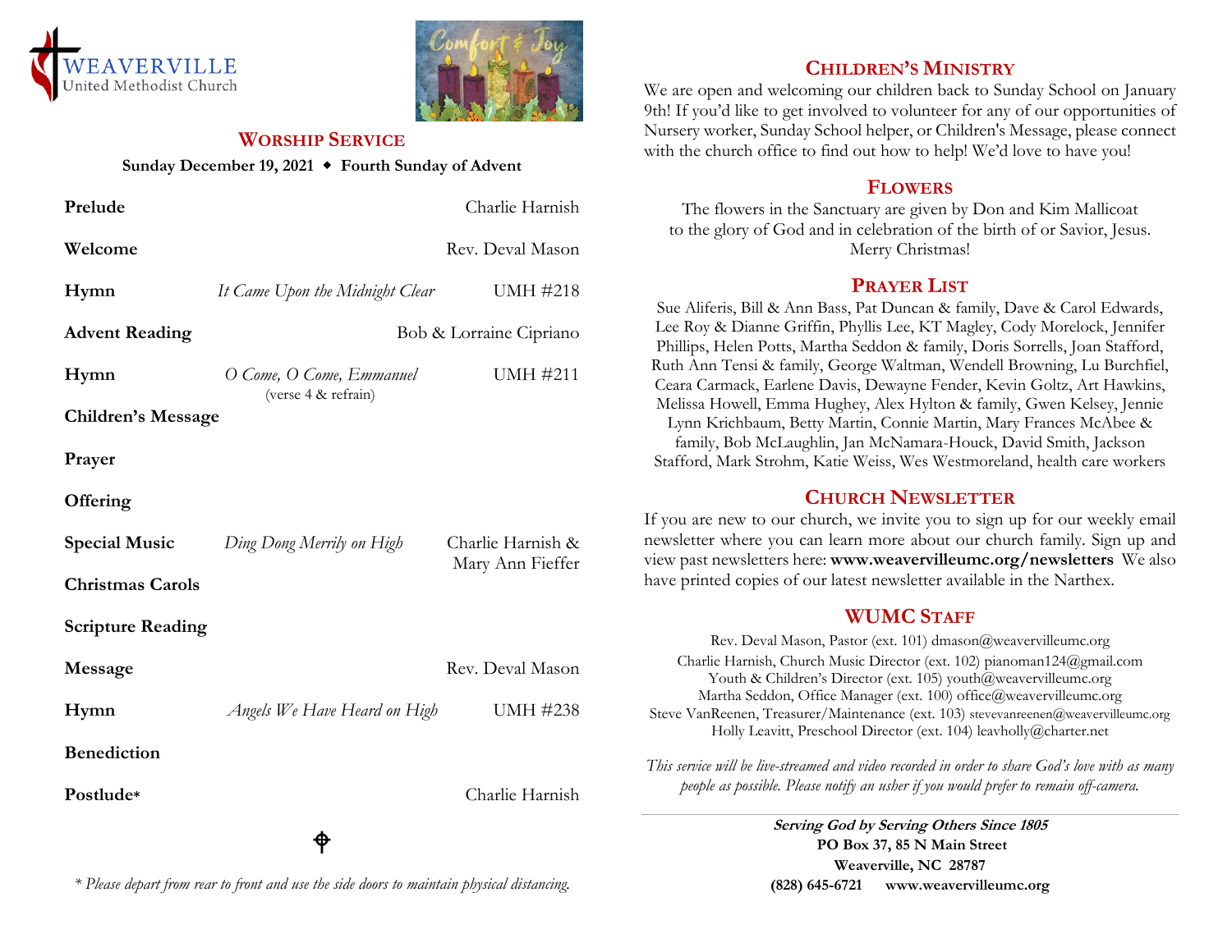WEAVERVILLE
United Methodist Church

## Worship Service

**Sunday December 19, 2021 ◆ Fourth Sunday of Advent**

| | | |
|---|---|---|
| **Prelude** | | Charlie Harnish |
| **Welcome** | | Rev. Deval Mason |
| **Hymn** | *It Came Upon the Midnight Clear* | UMH #218 |
| **Advent Reading** | | Bob & Lorraine Cipriano |
| **Hymn** | *O Come, O Come, Emmanuel* (verse 4 & refrain) | UMH #211 |
| **Children's Message** | | |
| **Prayer** | | |
| **Offering** | | |
| **Special Music** | *Ding Dong Merrily on High* | Charlie Harnish & Mary Ann Fieffer |
| **Christmas Carols** | | |
| **Scripture Reading** | | |
| **Message** | | Rev. Deval Mason |
| **Hymn** | *Angels We Have Heard on High* | UMH #238 |
| **Benediction** | | |
| **Postlude*** | | Charlie Harnish |

*\* Please depart from rear to front and use the side doors to maintain physical distancing.*

## Children's Ministry

We are open and welcoming our children back to Sunday School on January 9th! If you'd like to get involved to volunteer for any of our opportunities of Nursery worker, Sunday School helper, or Children's Message, please connect with the church office to find out how to help! We'd love to have you!

## Flowers

The flowers in the Sanctuary are given by Don and Kim Mallicoat to the glory of God and in celebration of the birth of or Savior, Jesus. Merry Christmas!

## Prayer List

Sue Aliferis, Bill & Ann Bass, Pat Duncan & family, Dave & Carol Edwards, Lee Roy & Dianne Griffin, Phyllis Lee, KT Magley, Cody Morelock, Jennifer Phillips, Helen Potts, Martha Seddon & family, Doris Sorrells, Joan Stafford, Ruth Ann Tensi & family, George Waltman, Wendell Browning, Lu Burchfiel, Ceara Carmack, Earlene Davis, Dewayne Fender, Kevin Goltz, Art Hawkins, Melissa Howell, Emma Hughey, Alex Hylton & family, Gwen Kelsey, Jennie Lynn Krichbaum, Betty Martin, Connie Martin, Mary Frances McAbee & family, Bob McLaughlin, Jan McNamara-Houck, David Smith, Jackson Stafford, Mark Strohm, Katie Weiss, Wes Westmoreland, health care workers

## Church Newsletter

If you are new to our church, we invite you to sign up for our weekly email newsletter where you can learn more about our church family. Sign up and view past newsletters here: **www.weavervilleumc.org/newsletters** We also have printed copies of our latest newsletter available in the Narthex.

## WUMC Staff

Rev. Deval Mason, Pastor (ext. 101) dmason@weavervilleumc.org
Charlie Harnish, Church Music Director (ext. 102) pianoman124@gmail.com
Youth & Children's Director (ext. 105) youth@weavervilleumc.org
Martha Seddon, Office Manager (ext. 100) office@weavervilleumc.org
Steve VanReenen, Treasurer/Maintenance (ext. 103) stevevanreenen@weavervilleumc.org
Holly Leavitt, Preschool Director (ext. 104) leavholly@charter.net

*This service will be live-streamed and video recorded in order to share God's love with as many people as possible. Please notify an usher if you would prefer to remain off-camera.*

***Serving God by Serving Others Since 1805***
**PO Box 37, 85 N Main Street**
**Weaverville, NC 28787**
**(828) 645-6721 www.weavervilleumc.org**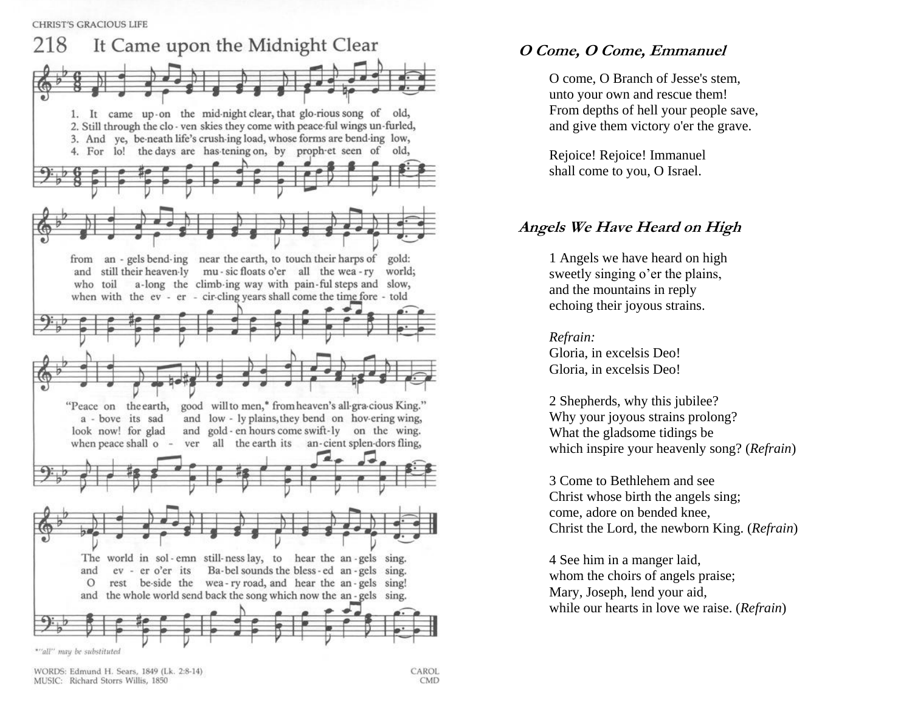CHRIST'S GRACIOUS LIFE

## 218 It Came upon the Midnight Clear

1. It came upon the midnight clear, that glorious song of old,
from angels bending near the earth, to touch their harps of gold:
"Peace on the earth, good will to men,"* from heaven's all-gracious King."
The world in solemn stillness lay, to hear the angels sing.

2. Still through the cloven skies they come with peaceful wings unfurled,
and still their heavenly music floats o'er all the weary world;
above its sad and lowly plains, they bend on hovering wing,
and ever o'er its Babel sounds the blessed angels sing.

3. And ye, beneath life's crushing load, whose forms are bending low,
who toil along the climbing way with painful steps and slow,
look now! for glad and golden hours come swiftly on the wing.
O rest beside the weary road, and hear the angels sing!

4. For lo! the days are hastening on, by prophet seen of old,
when with the ever-circling years shall come the time foretold
when peace shall over all the earth its ancient splendors fling,
and the whole world send back the song which now the angels sing.

*"all" may be substituted

WORDS: Edmund H. Sears, 1849 (Lk. 2:8-14)
MUSIC: Richard Storrs Willis, 1850

CAROL
CMD

## *O Come, O Come, Emmanuel*

O come, O Branch of Jesse's stem,
unto your own and rescue them!
From depths of hell your people save,
and give them victory o'er the grave.

Rejoice! Rejoice! Immanuel
shall come to you, O Israel.

## *Angels We Have Heard on High*

1 Angels we have heard on high
sweetly singing o'er the plains,
and the mountains in reply
echoing their joyous strains.

*Refrain:*
Gloria, in excelsis Deo!
Gloria, in excelsis Deo!

2 Shepherds, why this jubilee?
Why your joyous strains prolong?
What the gladsome tidings be
which inspire your heavenly song? (*Refrain*)

3 Come to Bethlehem and see
Christ whose birth the angels sing;
come, adore on bended knee,
Christ the Lord, the newborn King. (*Refrain*)

4 See him in a manger laid,
whom the choirs of angels praise;
Mary, Joseph, lend your aid,
while our hearts in love we raise. (*Refrain*)